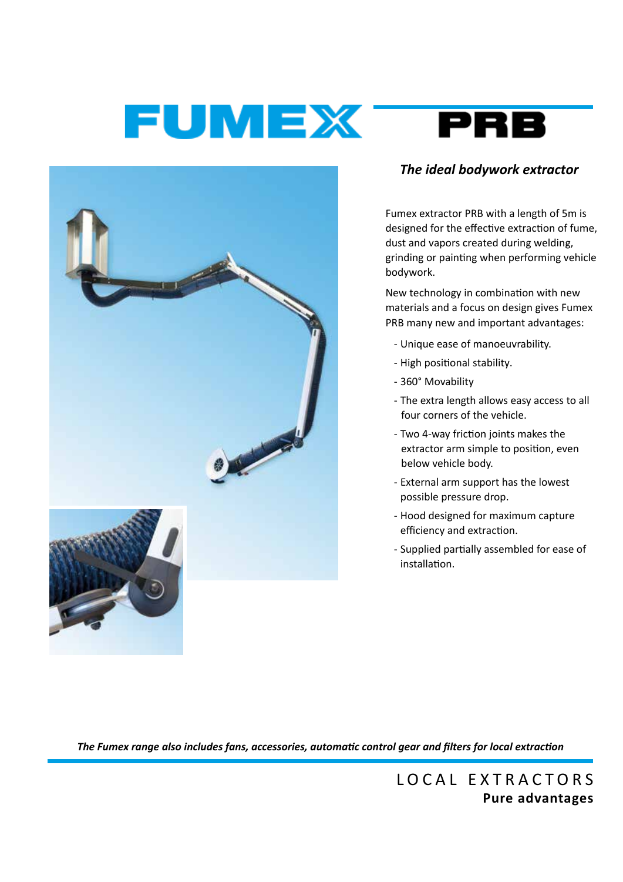# FUMEX PRB

## *The ideal bodywork extractor*

Fumex extractor PRB with a length of 5m is designed for the effective extraction of fume, dust and vapors created during welding, grinding or painting when performing vehicle bodywork.

New technology in combination with new materials and a focus on design gives Fumex PRB many new and important advantages:

- Unique ease of manoeuvrability.
- High positional stability.
- 360° Movability
- The extra length allows easy access to all four corners of the vehicle.
- Two 4-way friction joints makes the extractor arm simple to position, even below vehicle body.
- External arm support has the lowest possible pressure drop.
- Hood designed for maximum capture efficiency and extraction.
- Supplied partially assembled for ease of installation.

***The Fumex range also includes fans, accessories, automatic control gear and filters for local extraction***

LOCAL EXTRACTORS
**Pure advantages**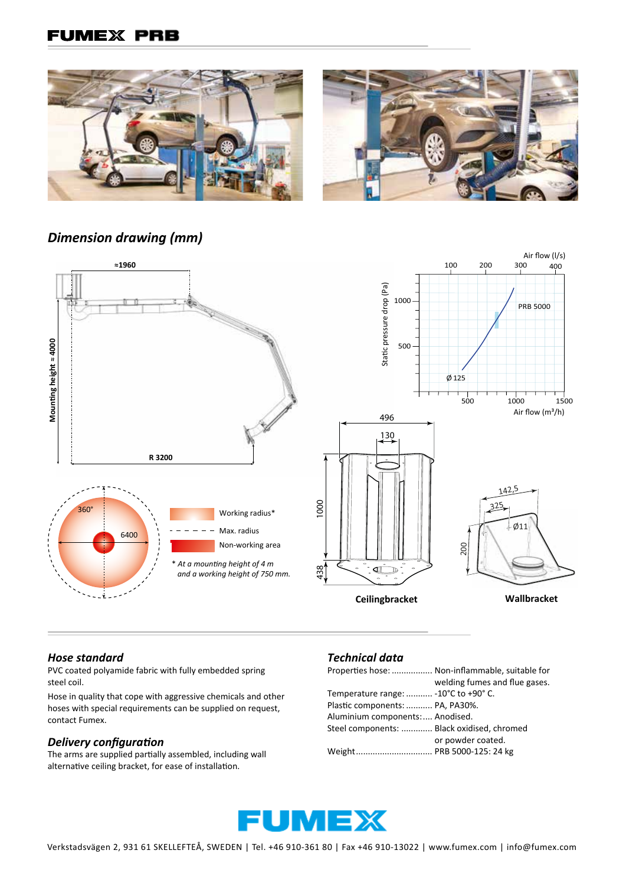# FUMEX PRB

## Dimension drawing (mm)

≈1960

Mounting height ≈ 4000

R 3200

Air flow (l/s)
100 200 300 400
Static pressure drop (Pa)
1000
500
PRB 5000
Ø 125
500 1000 1500
Air flow (m³/h)

360°
6400

Working radius*
Max. radius
Non-working area

*\* At a mounting height of 4 m and a working height of 750 mm.*

496
130
1000
438

**Ceilingbracket**

142,5
32,5
Ø11
200

**Wallbracket**

## Hose standard

PVC coated polyamide fabric with fully embedded spring steel coil.

Hose in quality that cope with aggressive chemicals and other hoses with special requirements can be supplied on request, contact Fumex.

## Delivery configuration

The arms are supplied partially assembled, including wall alternative ceiling bracket, for ease of installation.

## Technical data

Properties hose: ................. Non-inflammable, suitable for welding fumes and flue gases.
Temperature range: ........... -10°C to +90° C.
Plastic components: ........... PA, PA30%.
Aluminium components:..... Anodised.
Steel components: ............. Black oxidised, chromed or powder coated.
Weight................................ PRB 5000-125: 24 kg

FUMEX

Verkstadsvägen 2, 931 61 SKELLEFTEÅ, SWEDEN | Tel. +46 910-361 80 | Fax +46 910-13022 | www.fumex.com | info@fumex.com